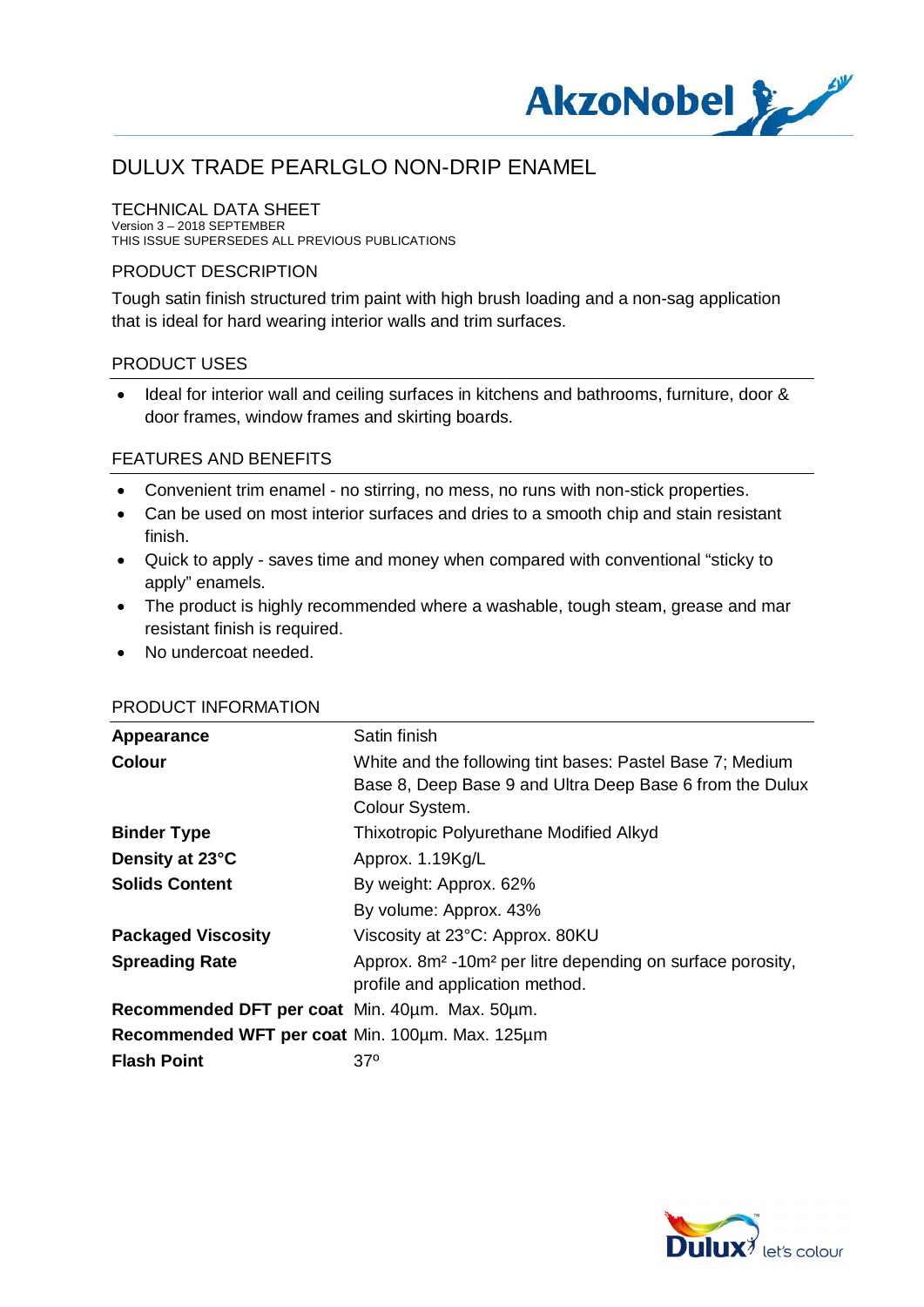# DULUX TRADE PEARLGLO NON-DRIP ENAMEL

## TECHNICAL DATA SHEET

Version 3 – 2018 SEPTEMBER
THIS ISSUE SUPERSEDES ALL PREVIOUS PUBLICATIONS

## PRODUCT DESCRIPTION

Tough satin finish structured trim paint with high brush loading and a non-sag application that is ideal for hard wearing interior walls and trim surfaces.

## PRODUCT USES

- Ideal for interior wall and ceiling surfaces in kitchens and bathrooms, furniture, door & door frames, window frames and skirting boards.

## FEATURES AND BENEFITS

- Convenient trim enamel - no stirring, no mess, no runs with non-stick properties.
- Can be used on most interior surfaces and dries to a smooth chip and stain resistant finish.
- Quick to apply - saves time and money when compared with conventional “sticky to apply” enamels.
- The product is highly recommended where a washable, tough steam, grease and mar resistant finish is required.
- No undercoat needed.

## PRODUCT INFORMATION

| | |
|---|---|
| **Appearance** | Satin finish |
| **Colour** | White and the following tint bases: Pastel Base 7; Medium Base 8, Deep Base 9 and Ultra Deep Base 6 from the Dulux Colour System. |
| **Binder Type** | Thixotropic Polyurethane Modified Alkyd |
| **Density at 23°C** | Approx. 1.19Kg/L |
| **Solids Content** | By weight: Approx. 62% |
| | By volume: Approx. 43% |
| **Packaged Viscosity** | Viscosity at 23°C: Approx. 80KU |
| **Spreading Rate** | Approx. 8m² -10m² per litre depending on surface porosity, profile and application method. |
| **Recommended DFT per coat** | Min. 40µm. Max. 50µm. |
| **Recommended WFT per coat** | Min. 100µm. Max. 125µm |
| **Flash Point** | 37º |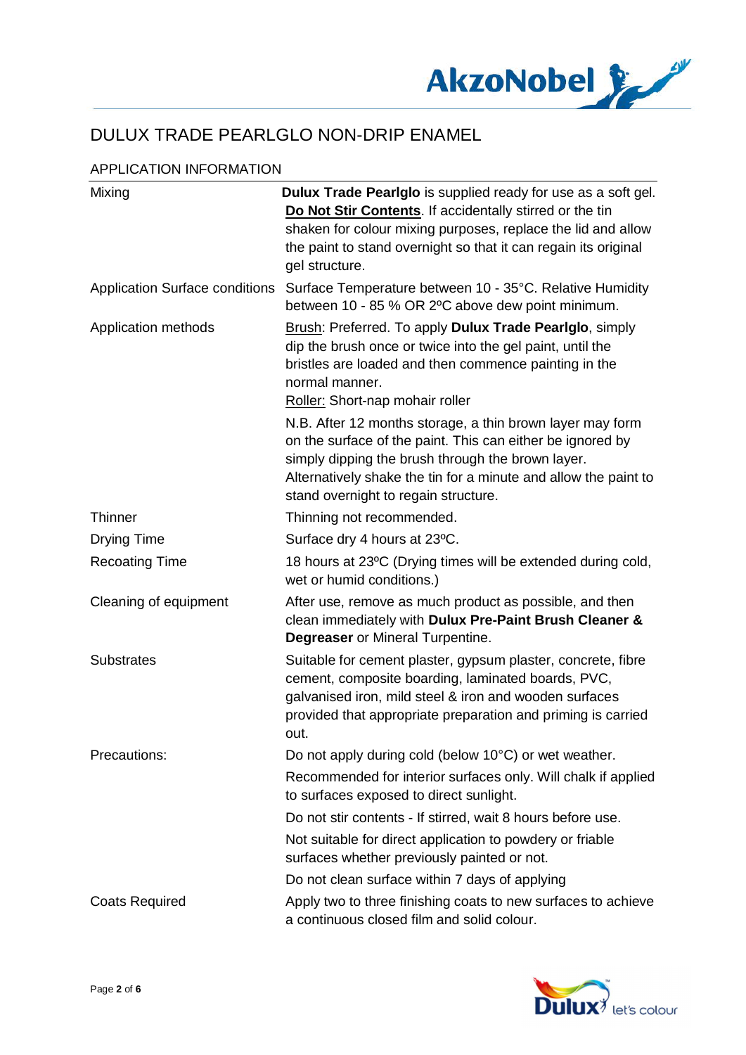# DULUX TRADE PEARLGLO NON-DRIP ENAMEL

## APPLICATION INFORMATION

| | |
|---|---|
| Mixing | **Dulux Trade Pearlglo** is supplied ready for use as a soft gel. **<u>Do Not Stir Contents</u>**. If accidentally stirred or the tin shaken for colour mixing purposes, replace the lid and allow the paint to stand overnight so that it can regain its original gel structure. |
| Application Surface conditions | Surface Temperature between 10 - 35°C. Relative Humidity between 10 - 85 % OR 2ºC above dew point minimum. |
| Application methods | <u>Brush</u>: Preferred. To apply **Dulux Trade Pearlglo**, simply dip the brush once or twice into the gel paint, until the bristles are loaded and then commence painting in the normal manner.<br><u>Roller:</u> Short-nap mohair roller<br><br>N.B. After 12 months storage, a thin brown layer may form on the surface of the paint. This can either be ignored by simply dipping the brush through the brown layer. Alternatively shake the tin for a minute and allow the paint to stand overnight to regain structure. |
| Thinner | Thinning not recommended. |
| Drying Time | Surface dry 4 hours at 23ºC. |
| Recoating Time | 18 hours at 23ºC (Drying times will be extended during cold, wet or humid conditions.) |
| Cleaning of equipment | After use, remove as much product as possible, and then clean immediately with **Dulux Pre-Paint Brush Cleaner & Degreaser** or Mineral Turpentine. |
| Substrates | Suitable for cement plaster, gypsum plaster, concrete, fibre cement, composite boarding, laminated boards, PVC, galvanised iron, mild steel & iron and wooden surfaces provided that appropriate preparation and priming is carried out. |
| Precautions: | Do not apply during cold (below 10°C) or wet weather.<br><br>Recommended for interior surfaces only. Will chalk if applied to surfaces exposed to direct sunlight.<br><br>Do not stir contents - If stirred, wait 8 hours before use.<br><br>Not suitable for direct application to powdery or friable surfaces whether previously painted or not.<br><br>Do not clean surface within 7 days of applying |
| Coats Required | Apply two to three finishing coats to new surfaces to achieve a continuous closed film and solid colour. |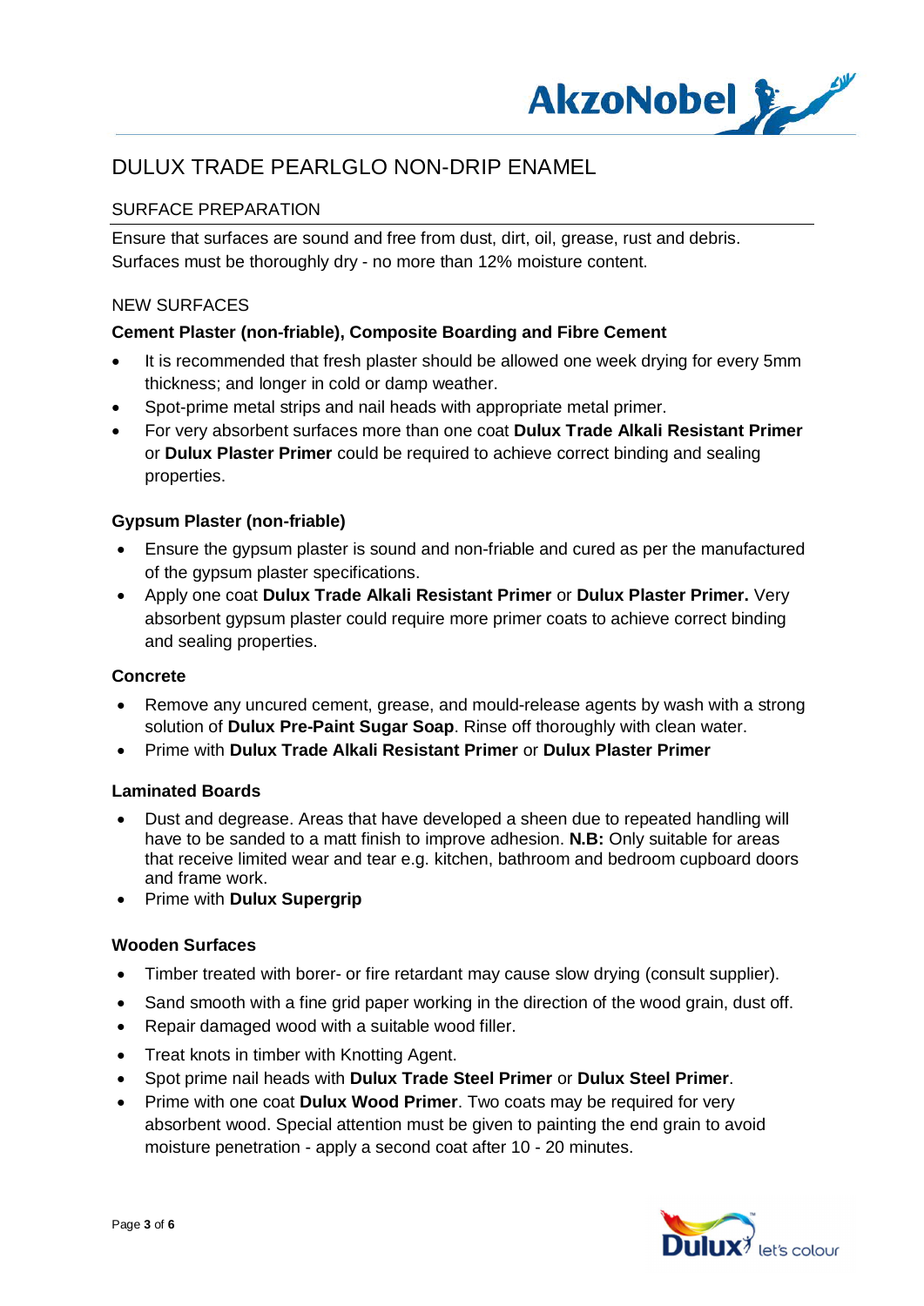# DULUX TRADE PEARLGLO NON-DRIP ENAMEL

## SURFACE PREPARATION

Ensure that surfaces are sound and free from dust, dirt, oil, grease, rust and debris.
Surfaces must be thoroughly dry - no more than 12% moisture content.

## NEW SURFACES

### Cement Plaster (non-friable), Composite Boarding and Fibre Cement

- It is recommended that fresh plaster should be allowed one week drying for every 5mm thickness; and longer in cold or damp weather.
- Spot-prime metal strips and nail heads with appropriate metal primer.
- For very absorbent surfaces more than one coat **Dulux Trade Alkali Resistant Primer** or **Dulux Plaster Primer** could be required to achieve correct binding and sealing properties.

### Gypsum Plaster (non-friable)

- Ensure the gypsum plaster is sound and non-friable and cured as per the manufactured of the gypsum plaster specifications.
- Apply one coat **Dulux Trade Alkali Resistant Primer** or **Dulux Plaster Primer.** Very absorbent gypsum plaster could require more primer coats to achieve correct binding and sealing properties.

### Concrete

- Remove any uncured cement, grease, and mould-release agents by wash with a strong solution of **Dulux Pre-Paint Sugar Soap**. Rinse off thoroughly with clean water.
- Prime with **Dulux Trade Alkali Resistant Primer** or **Dulux Plaster Primer**

### Laminated Boards

- Dust and degrease. Areas that have developed a sheen due to repeated handling will have to be sanded to a matt finish to improve adhesion. **N.B:** Only suitable for areas that receive limited wear and tear e.g. kitchen, bathroom and bedroom cupboard doors and frame work.
- Prime with **Dulux Supergrip**

### Wooden Surfaces

- Timber treated with borer- or fire retardant may cause slow drying (consult supplier).
- Sand smooth with a fine grid paper working in the direction of the wood grain, dust off.
- Repair damaged wood with a suitable wood filler.
- Treat knots in timber with Knotting Agent.
- Spot prime nail heads with **Dulux Trade Steel Primer** or **Dulux Steel Primer**.
- Prime with one coat **Dulux Wood Primer**. Two coats may be required for very absorbent wood. Special attention must be given to painting the end grain to avoid moisture penetration - apply a second coat after 10 - 20 minutes.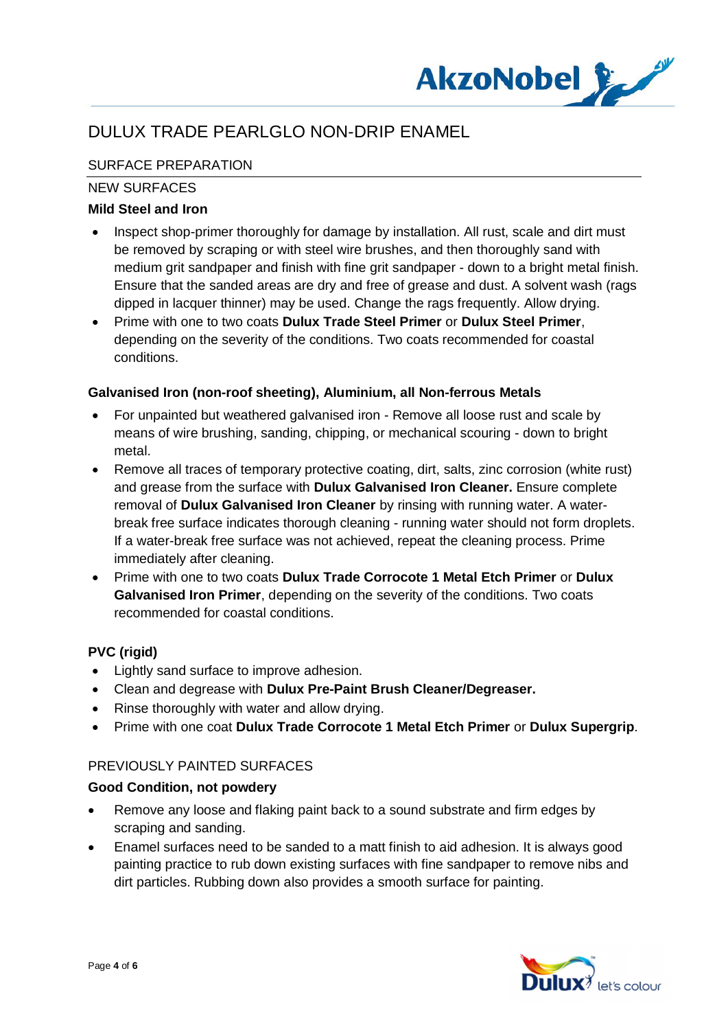# DULUX TRADE PEARLGLO NON-DRIP ENAMEL

## SURFACE PREPARATION

### NEW SURFACES

**Mild Steel and Iron**

- Inspect shop-primer thoroughly for damage by installation. All rust, scale and dirt must be removed by scraping or with steel wire brushes, and then thoroughly sand with medium grit sandpaper and finish with fine grit sandpaper - down to a bright metal finish. Ensure that the sanded areas are dry and free of grease and dust. A solvent wash (rags dipped in lacquer thinner) may be used. Change the rags frequently. Allow drying.
- Prime with one to two coats **Dulux Trade Steel Primer** or **Dulux Steel Primer**, depending on the severity of the conditions. Two coats recommended for coastal conditions.

**Galvanised Iron (non-roof sheeting), Aluminium, all Non-ferrous Metals**

- For unpainted but weathered galvanised iron - Remove all loose rust and scale by means of wire brushing, sanding, chipping, or mechanical scouring - down to bright metal.
- Remove all traces of temporary protective coating, dirt, salts, zinc corrosion (white rust) and grease from the surface with **Dulux Galvanised Iron Cleaner.** Ensure complete removal of **Dulux Galvanised Iron Cleaner** by rinsing with running water. A water-break free surface indicates thorough cleaning - running water should not form droplets. If a water-break free surface was not achieved, repeat the cleaning process. Prime immediately after cleaning.
- Prime with one to two coats **Dulux Trade Corrocote 1 Metal Etch Primer** or **Dulux Galvanised Iron Primer**, depending on the severity of the conditions. Two coats recommended for coastal conditions.

**PVC (rigid)**

- Lightly sand surface to improve adhesion.
- Clean and degrease with **Dulux Pre-Paint Brush Cleaner/Degreaser.**
- Rinse thoroughly with water and allow drying.
- Prime with one coat **Dulux Trade Corrocote 1 Metal Etch Primer** or **Dulux Supergrip**.

### PREVIOUSLY PAINTED SURFACES

**Good Condition, not powdery**

- Remove any loose and flaking paint back to a sound substrate and firm edges by scraping and sanding.
- Enamel surfaces need to be sanded to a matt finish to aid adhesion. It is always good painting practice to rub down existing surfaces with fine sandpaper to remove nibs and dirt particles. Rubbing down also provides a smooth surface for painting.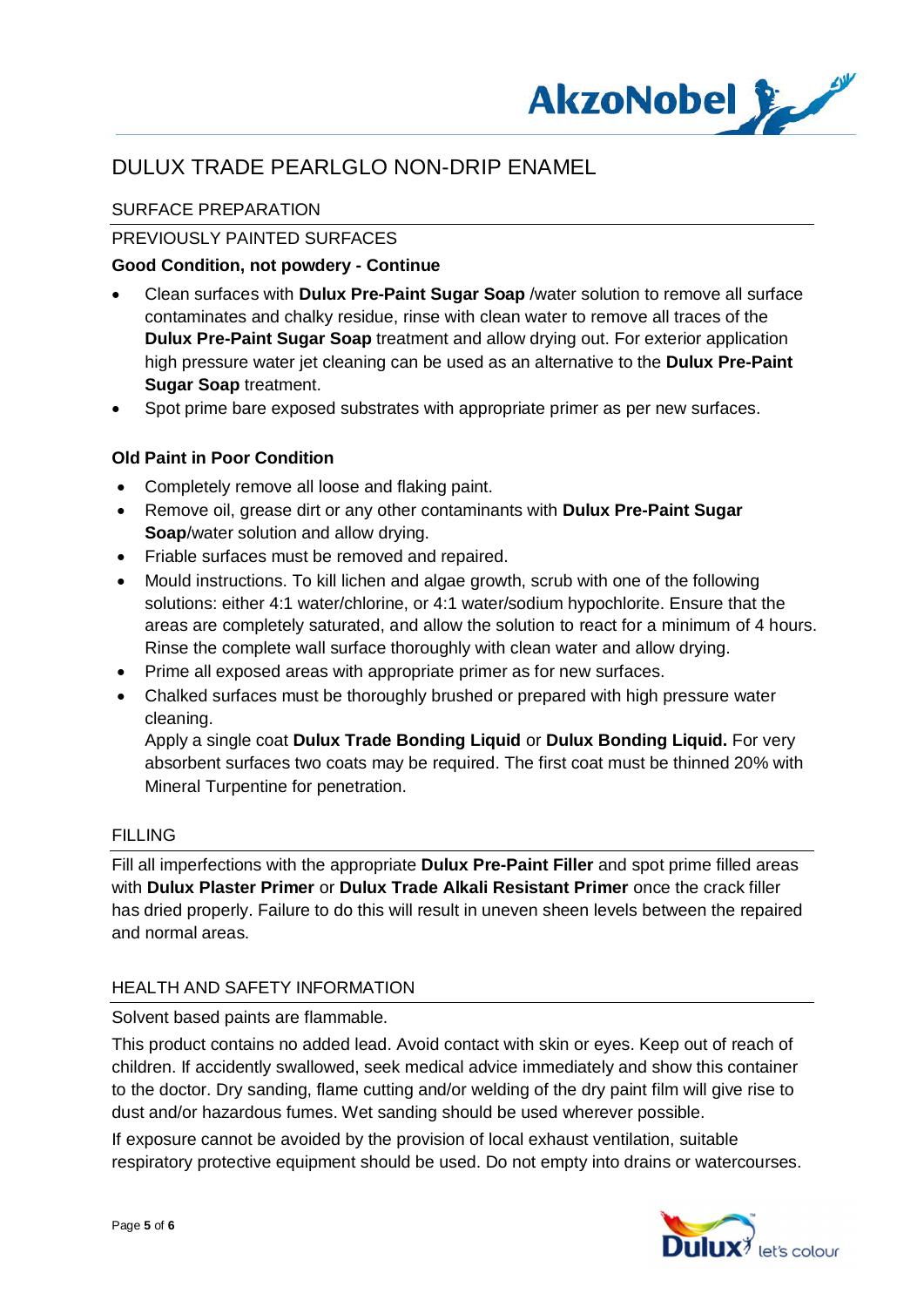# DULUX TRADE PEARLGLO NON-DRIP ENAMEL

## SURFACE PREPARATION

### PREVIOUSLY PAINTED SURFACES

**Good Condition, not powdery - Continue**

- Clean surfaces with **Dulux Pre-Paint Sugar Soap** /water solution to remove all surface contaminates and chalky residue, rinse with clean water to remove all traces of the **Dulux Pre-Paint Sugar Soap** treatment and allow drying out. For exterior application high pressure water jet cleaning can be used as an alternative to the **Dulux Pre-Paint Sugar Soap** treatment.
- Spot prime bare exposed substrates with appropriate primer as per new surfaces.

**Old Paint in Poor Condition**

- Completely remove all loose and flaking paint.
- Remove oil, grease dirt or any other contaminants with **Dulux Pre-Paint Sugar Soap**/water solution and allow drying.
- Friable surfaces must be removed and repaired.
- Mould instructions. To kill lichen and algae growth, scrub with one of the following solutions: either 4:1 water/chlorine, or 4:1 water/sodium hypochlorite. Ensure that the areas are completely saturated, and allow the solution to react for a minimum of 4 hours. Rinse the complete wall surface thoroughly with clean water and allow drying.
- Prime all exposed areas with appropriate primer as for new surfaces.
- Chalked surfaces must be thoroughly brushed or prepared with high pressure water cleaning.
  Apply a single coat **Dulux Trade Bonding Liquid** or **Dulux Bonding Liquid.** For very absorbent surfaces two coats may be required. The first coat must be thinned 20% with Mineral Turpentine for penetration.

## FILLING

Fill all imperfections with the appropriate **Dulux Pre-Paint Filler** and spot prime filled areas with **Dulux Plaster Primer** or **Dulux Trade Alkali Resistant Primer** once the crack filler has dried properly. Failure to do this will result in uneven sheen levels between the repaired and normal areas.

## HEALTH AND SAFETY INFORMATION

Solvent based paints are flammable.

This product contains no added lead. Avoid contact with skin or eyes. Keep out of reach of children. If accidently swallowed, seek medical advice immediately and show this container to the doctor. Dry sanding, flame cutting and/or welding of the dry paint film will give rise to dust and/or hazardous fumes. Wet sanding should be used wherever possible.

If exposure cannot be avoided by the provision of local exhaust ventilation, suitable respiratory protective equipment should be used. Do not empty into drains or watercourses.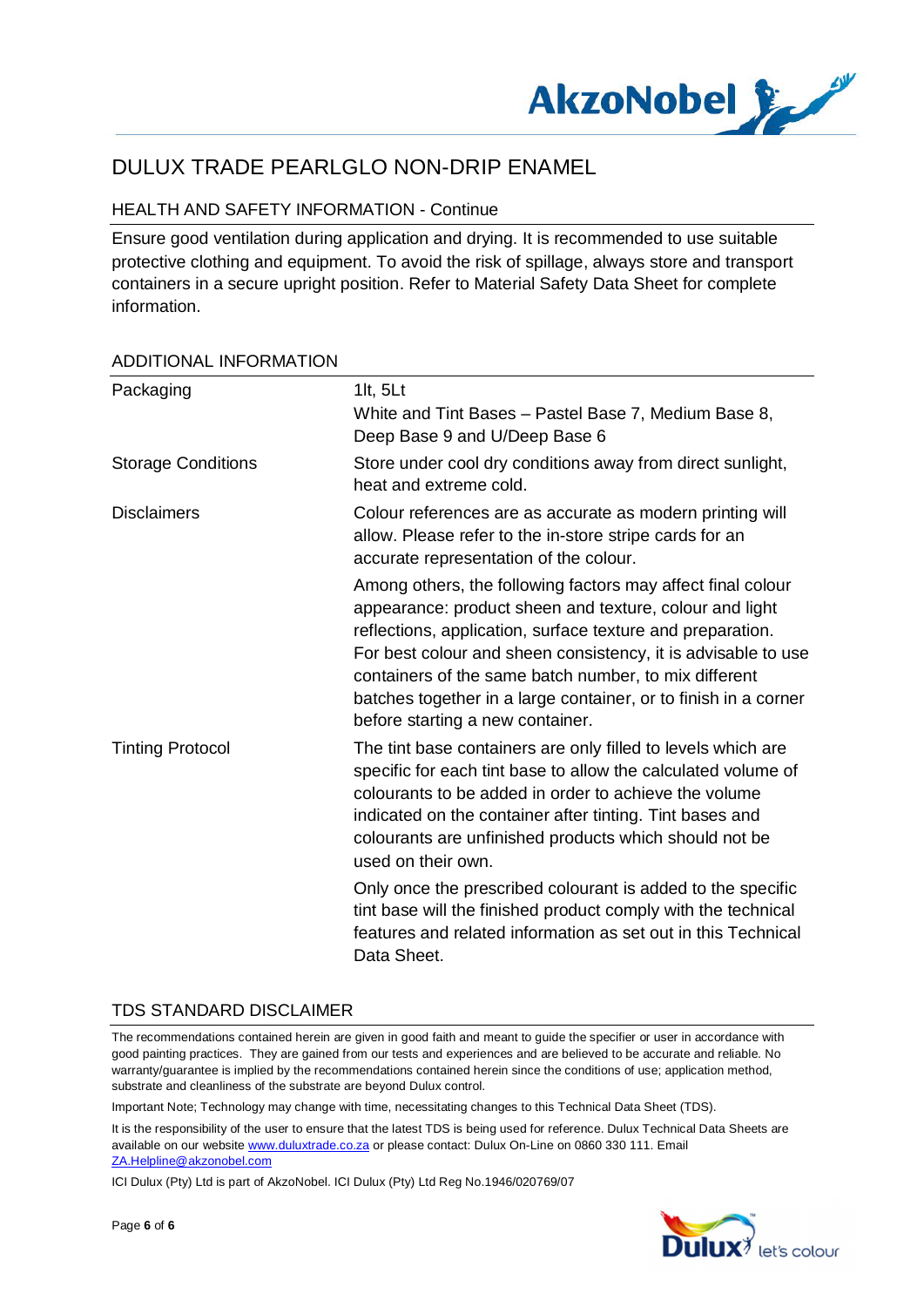# DULUX TRADE PEARLGLO NON-DRIP ENAMEL

## HEALTH AND SAFETY INFORMATION - Continue

Ensure good ventilation during application and drying. It is recommended to use suitable protective clothing and equipment. To avoid the risk of spillage, always store and transport containers in a secure upright position. Refer to Material Safety Data Sheet for complete information.

## ADDITIONAL INFORMATION

| | |
|---|---|
| Packaging | 1lt, 5Lt<br>White and Tint Bases – Pastel Base 7, Medium Base 8, Deep Base 9 and U/Deep Base 6 |
| Storage Conditions | Store under cool dry conditions away from direct sunlight, heat and extreme cold. |
| Disclaimers | Colour references are as accurate as modern printing will allow. Please refer to the in-store stripe cards for an accurate representation of the colour.<br><br>Among others, the following factors may affect final colour appearance: product sheen and texture, colour and light reflections, application, surface texture and preparation. For best colour and sheen consistency, it is advisable to use containers of the same batch number, to mix different batches together in a large container, or to finish in a corner before starting a new container. |
| Tinting Protocol | The tint base containers are only filled to levels which are specific for each tint base to allow the calculated volume of colourants to be added in order to achieve the volume indicated on the container after tinting. Tint bases and colourants are unfinished products which should not be used on their own.<br><br>Only once the prescribed colourant is added to the specific tint base will the finished product comply with the technical features and related information as set out in this Technical Data Sheet. |

## TDS STANDARD DISCLAIMER

The recommendations contained herein are given in good faith and meant to guide the specifier or user in accordance with good painting practices. They are gained from our tests and experiences and are believed to be accurate and reliable. No warranty/guarantee is implied by the recommendations contained herein since the conditions of use; application method, substrate and cleanliness of the substrate are beyond Dulux control.

Important Note; Technology may change with time, necessitating changes to this Technical Data Sheet (TDS).

It is the responsibility of the user to ensure that the latest TDS is being used for reference. Dulux Technical Data Sheets are available on our website www.duluxtrade.co.za or please contact: Dulux On-Line on 0860 330 111. Email ZA.Helpline@akzonobel.com

ICI Dulux (Pty) Ltd is part of AkzoNobel. ICI Dulux (Pty) Ltd Reg No.1946/020769/07